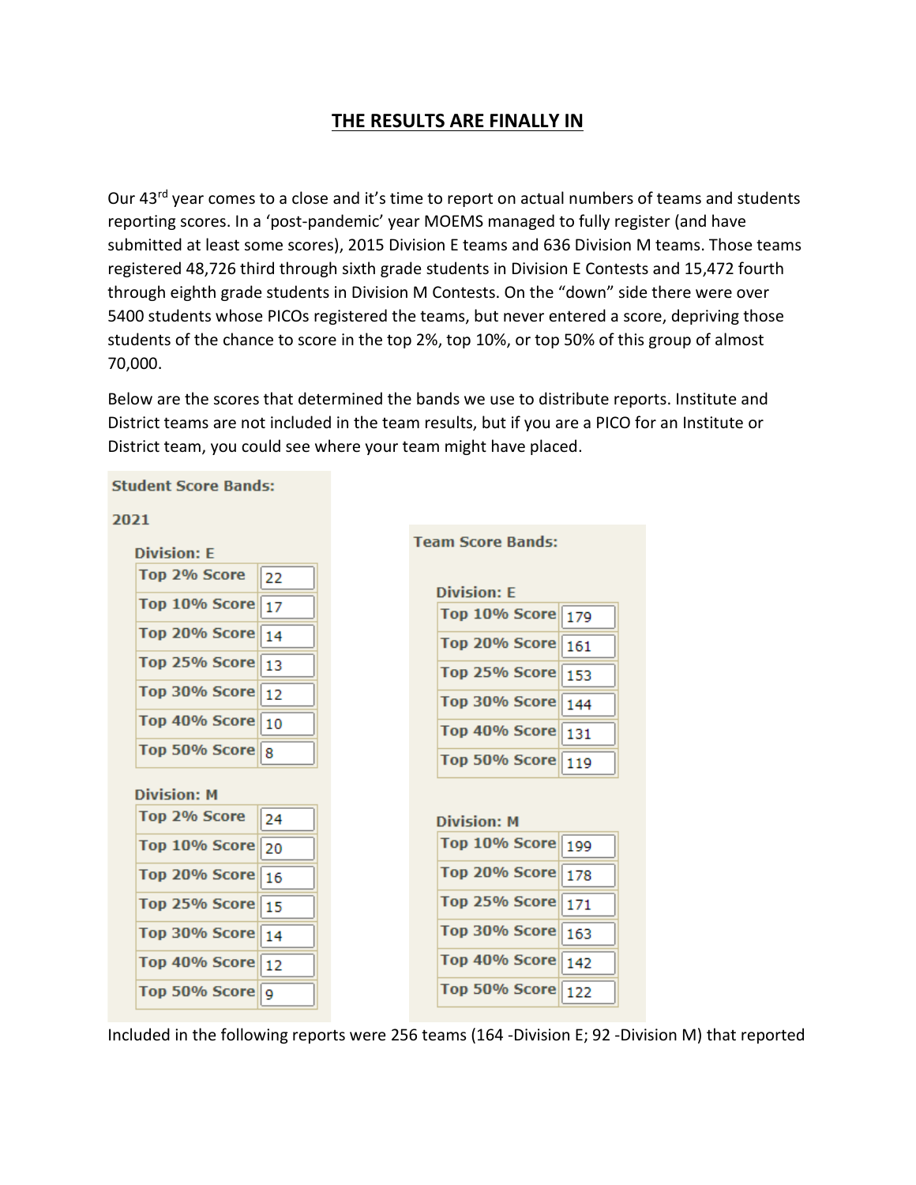# THE RESULTS ARE FINALLY IN

Our 43rd year comes to a close and it's time to report on actual numbers of teams and students reporting scores. In a 'post-pandemic' year MOEMS managed to fully register (and have submitted at least some scores), 2015 Division E teams and 636 Division M teams. Those teams registered 48,726 third through sixth grade students in Division E Contests and 15,472 fourth through eighth grade students in Division M Contests. On the "down" side there were over 5400 students whose PICOs registered the teams, but never entered a score, depriving those students of the chance to score in the top 2%, top 10%, or top 50% of this group of almost 70,000.

Below are the scores that determined the bands we use to distribute reports. Institute and District teams are not included in the team results, but if you are a PICO for an Institute or District team, you could see where your team might have placed.

**Student Score Bands:**

**2021**

**Division: E**

| | |
|---|---|
| Top 2% Score | 22 |
| Top 10% Score | 17 |
| Top 20% Score | 14 |
| Top 25% Score | 13 |
| Top 30% Score | 12 |
| Top 40% Score | 10 |
| Top 50% Score | 8 |

**Division: M**

| | |
|---|---|
| Top 2% Score | 24 |
| Top 10% Score | 20 |
| Top 20% Score | 16 |
| Top 25% Score | 15 |
| Top 30% Score | 14 |
| Top 40% Score | 12 |
| Top 50% Score | 9 |

**Team Score Bands:**

**Division: E**

| | |
|---|---|
| Top 10% Score | 179 |
| Top 20% Score | 161 |
| Top 25% Score | 153 |
| Top 30% Score | 144 |
| Top 40% Score | 131 |
| Top 50% Score | 119 |

**Division: M**

| | |
|---|---|
| Top 10% Score | 199 |
| Top 20% Score | 178 |
| Top 25% Score | 171 |
| Top 30% Score | 163 |
| Top 40% Score | 142 |
| Top 50% Score | 122 |

Included in the following reports were 256 teams (164 -Division E; 92 -Division M) that reported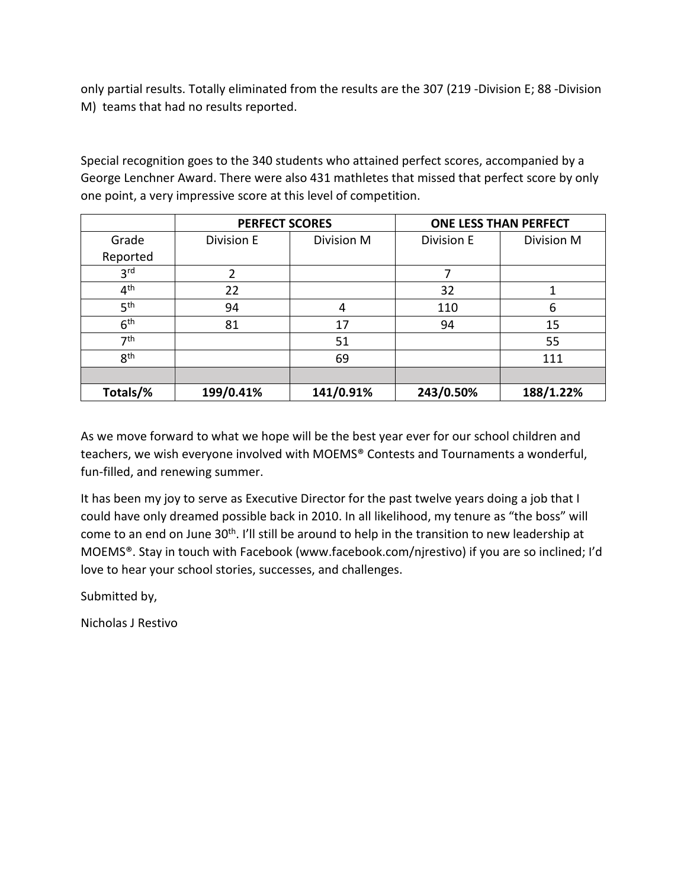only partial results. Totally eliminated from the results are the 307 (219 -Division E; 88 -Division M) teams that had no results reported.

Special recognition goes to the 340 students who attained perfect scores, accompanied by a George Lenchner Award. There were also 431 mathletes that missed that perfect score by only one point, a very impressive score at this level of competition.

| | **PERFECT SCORES** | | **ONE LESS THAN PERFECT** | |
|---|---|---|---|---|
| Grade Reported | Division E | Division M | Division E | Division M |
| 3rd | 2 | | 7 | |
| 4th | 22 | | 32 | 1 |
| 5th | 94 | 4 | 110 | 6 |
| 6th | 81 | 17 | 94 | 15 |
| 7th | | 51 | | 55 |
| 8th | | 69 | | 111 |
| | | | | |
| **Totals/%** | **199/0.41%** | **141/0.91%** | **243/0.50%** | **188/1.22%** |

As we move forward to what we hope will be the best year ever for our school children and teachers, we wish everyone involved with MOEMS® Contests and Tournaments a wonderful, fun-filled, and renewing summer.

It has been my joy to serve as Executive Director for the past twelve years doing a job that I could have only dreamed possible back in 2010. In all likelihood, my tenure as "the boss" will come to an end on June 30th. I'll still be around to help in the transition to new leadership at MOEMS®. Stay in touch with Facebook (www.facebook.com/njrestivo) if you are so inclined; I'd love to hear your school stories, successes, and challenges.

Submitted by,

Nicholas J Restivo